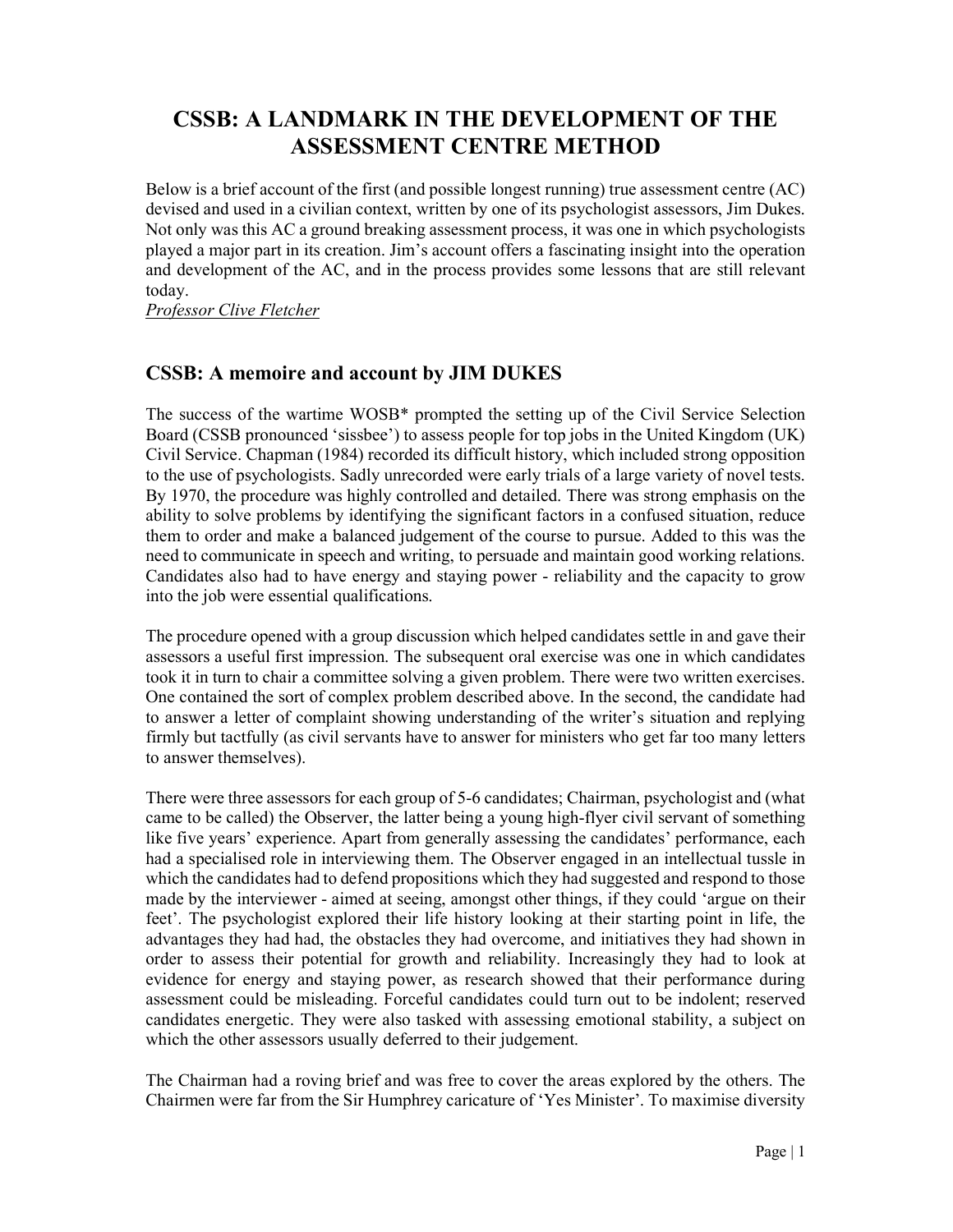# CSSB: A LANDMARK IN THE DEVELOPMENT OF THE ASSESSMENT CENTRE METHOD

Below is a brief account of the first (and possible longest running) true assessment centre (AC) devised and used in a civilian context, written by one of its psychologist assessors, Jim Dukes. Not only was this AC a ground breaking assessment process, it was one in which psychologists played a major part in its creation. Jim's account offers a fascinating insight into the operation and development of the AC, and in the process provides some lessons that are still relevant today.

*Professor Clive Fletcher*

## CSSB: A memoire and account by JIM DUKES

The success of the wartime WOSB* prompted the setting up of the Civil Service Selection Board (CSSB pronounced 'sissbee') to assess people for top jobs in the United Kingdom (UK) Civil Service. Chapman (1984) recorded its difficult history, which included strong opposition to the use of psychologists. Sadly unrecorded were early trials of a large variety of novel tests. By 1970, the procedure was highly controlled and detailed. There was strong emphasis on the ability to solve problems by identifying the significant factors in a confused situation, reduce them to order and make a balanced judgement of the course to pursue. Added to this was the need to communicate in speech and writing, to persuade and maintain good working relations. Candidates also had to have energy and staying power - reliability and the capacity to grow into the job were essential qualifications.

The procedure opened with a group discussion which helped candidates settle in and gave their assessors a useful first impression. The subsequent oral exercise was one in which candidates took it in turn to chair a committee solving a given problem. There were two written exercises. One contained the sort of complex problem described above. In the second, the candidate had to answer a letter of complaint showing understanding of the writer's situation and replying firmly but tactfully (as civil servants have to answer for ministers who get far too many letters to answer themselves).

There were three assessors for each group of 5-6 candidates; Chairman, psychologist and (what came to be called) the Observer, the latter being a young high-flyer civil servant of something like five years' experience. Apart from generally assessing the candidates' performance, each had a specialised role in interviewing them. The Observer engaged in an intellectual tussle in which the candidates had to defend propositions which they had suggested and respond to those made by the interviewer - aimed at seeing, amongst other things, if they could 'argue on their feet'. The psychologist explored their life history looking at their starting point in life, the advantages they had had, the obstacles they had overcome, and initiatives they had shown in order to assess their potential for growth and reliability. Increasingly they had to look at evidence for energy and staying power, as research showed that their performance during assessment could be misleading. Forceful candidates could turn out to be indolent; reserved candidates energetic. They were also tasked with assessing emotional stability, a subject on which the other assessors usually deferred to their judgement.

The Chairman had a roving brief and was free to cover the areas explored by the others. The Chairmen were far from the Sir Humphrey caricature of 'Yes Minister'. To maximise diversity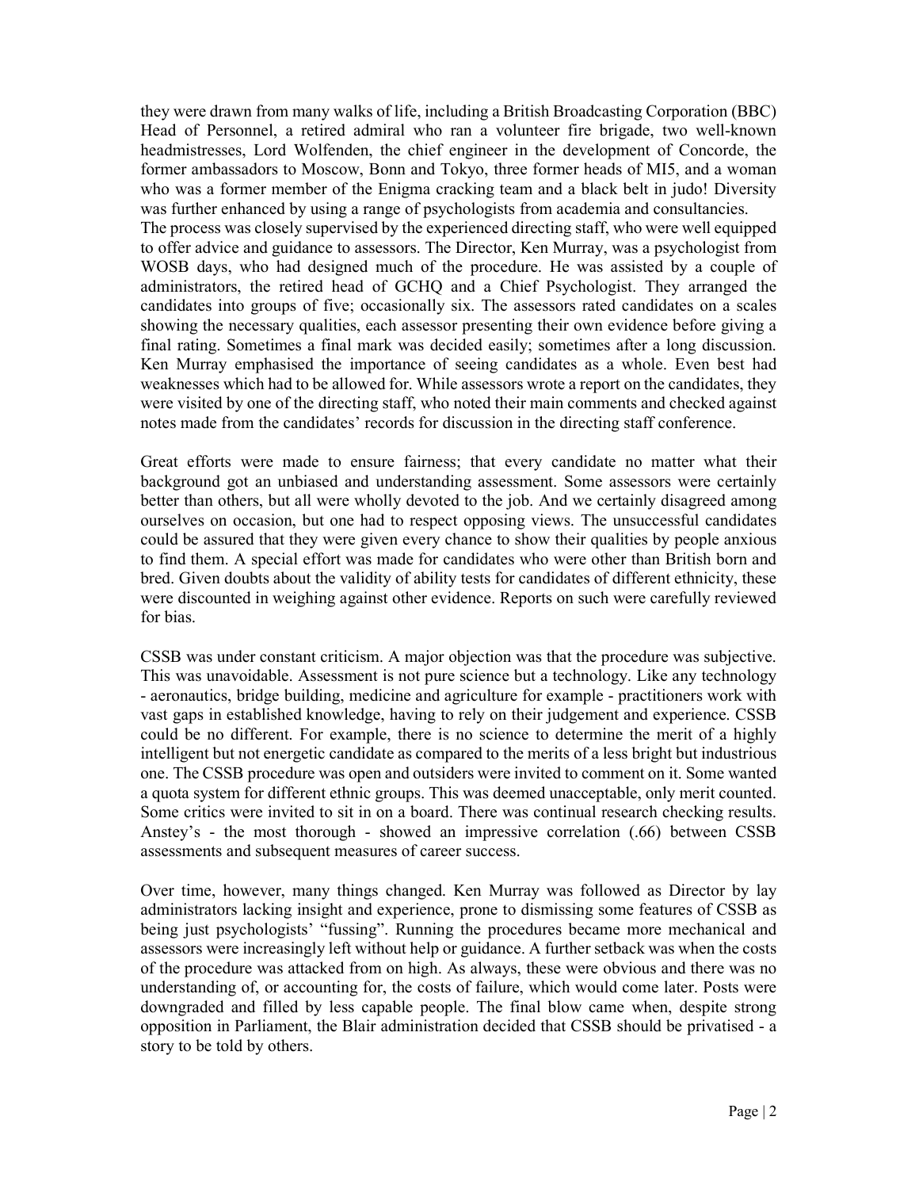they were drawn from many walks of life, including a British Broadcasting Corporation (BBC) Head of Personnel, a retired admiral who ran a volunteer fire brigade, two well-known headmistresses, Lord Wolfenden, the chief engineer in the development of Concorde, the former ambassadors to Moscow, Bonn and Tokyo, three former heads of MI5, and a woman who was a former member of the Enigma cracking team and a black belt in judo! Diversity was further enhanced by using a range of psychologists from academia and consultancies.

The process was closely supervised by the experienced directing staff, who were well equipped to offer advice and guidance to assessors. The Director, Ken Murray, was a psychologist from WOSB days, who had designed much of the procedure. He was assisted by a couple of administrators, the retired head of GCHQ and a Chief Psychologist. They arranged the candidates into groups of five; occasionally six. The assessors rated candidates on a scales showing the necessary qualities, each assessor presenting their own evidence before giving a final rating. Sometimes a final mark was decided easily; sometimes after a long discussion. Ken Murray emphasised the importance of seeing candidates as a whole. Even best had weaknesses which had to be allowed for. While assessors wrote a report on the candidates, they were visited by one of the directing staff, who noted their main comments and checked against notes made from the candidates' records for discussion in the directing staff conference.

Great efforts were made to ensure fairness; that every candidate no matter what their background got an unbiased and understanding assessment. Some assessors were certainly better than others, but all were wholly devoted to the job. And we certainly disagreed among ourselves on occasion, but one had to respect opposing views. The unsuccessful candidates could be assured that they were given every chance to show their qualities by people anxious to find them. A special effort was made for candidates who were other than British born and bred. Given doubts about the validity of ability tests for candidates of different ethnicity, these were discounted in weighing against other evidence. Reports on such were carefully reviewed for bias.

CSSB was under constant criticism. A major objection was that the procedure was subjective. This was unavoidable. Assessment is not pure science but a technology. Like any technology - aeronautics, bridge building, medicine and agriculture for example - practitioners work with vast gaps in established knowledge, having to rely on their judgement and experience. CSSB could be no different. For example, there is no science to determine the merit of a highly intelligent but not energetic candidate as compared to the merits of a less bright but industrious one. The CSSB procedure was open and outsiders were invited to comment on it. Some wanted a quota system for different ethnic groups. This was deemed unacceptable, only merit counted. Some critics were invited to sit in on a board. There was continual research checking results. Anstey's - the most thorough - showed an impressive correlation (.66) between CSSB assessments and subsequent measures of career success.

Over time, however, many things changed. Ken Murray was followed as Director by lay administrators lacking insight and experience, prone to dismissing some features of CSSB as being just psychologists' "fussing". Running the procedures became more mechanical and assessors were increasingly left without help or guidance. A further setback was when the costs of the procedure was attacked from on high. As always, these were obvious and there was no understanding of, or accounting for, the costs of failure, which would come later. Posts were downgraded and filled by less capable people. The final blow came when, despite strong opposition in Parliament, the Blair administration decided that CSSB should be privatised - a story to be told by others.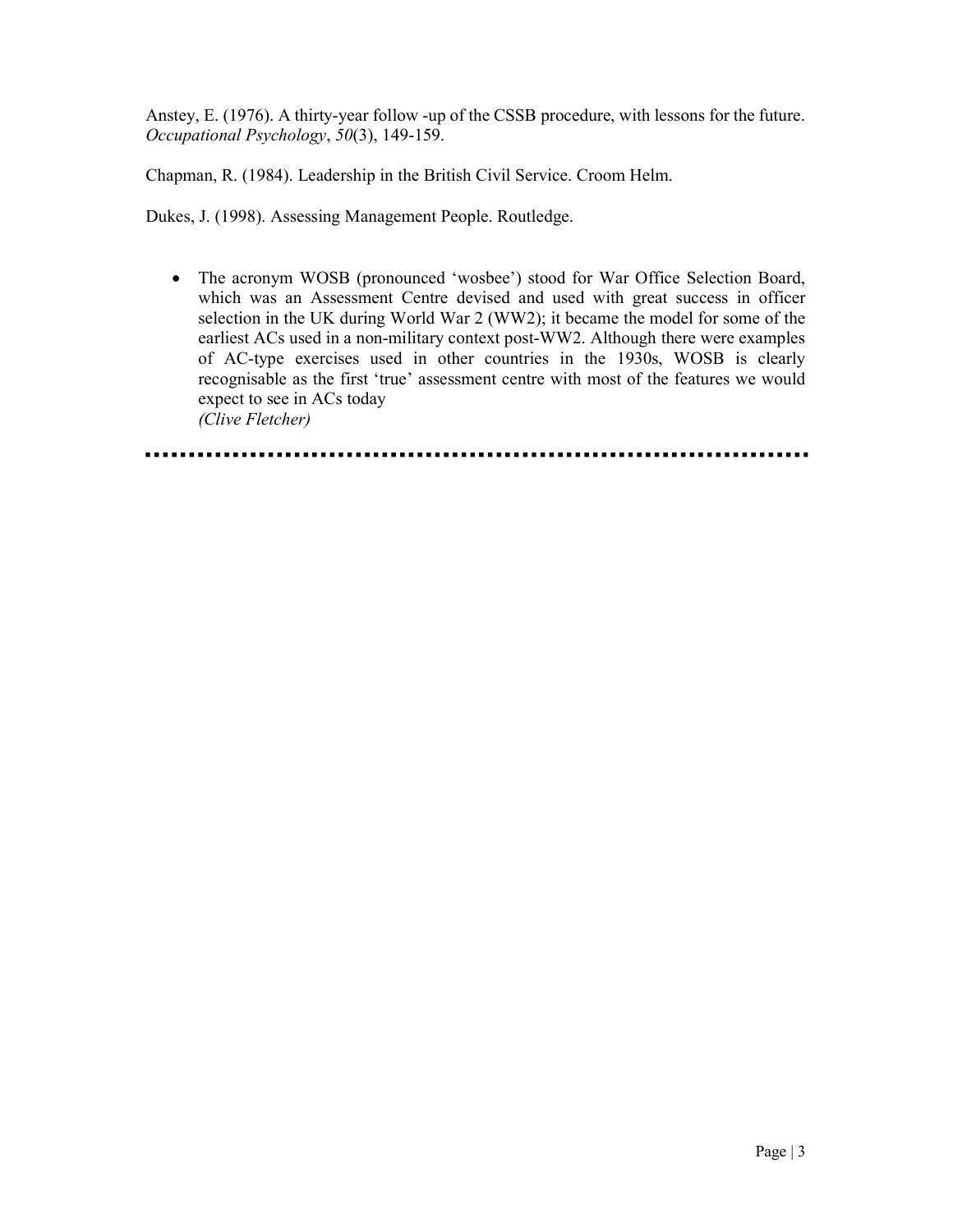Anstey, E. (1976). A thirty-year follow -up of the CSSB procedure, with lessons for the future. *Occupational Psychology*, *50*(3), 149-159.

Chapman, R. (1984). Leadership in the British Civil Service. Croom Helm.

Dukes, J. (1998). Assessing Management People. Routledge.

- The acronym WOSB (pronounced 'wosbee') stood for War Office Selection Board, which was an Assessment Centre devised and used with great success in officer selection in the UK during World War 2 (WW2); it became the model for some of the earliest ACs used in a non-military context post-WW2. Although there were examples of AC-type exercises used in other countries in the 1930s, WOSB is clearly recognisable as the first 'true' assessment centre with most of the features we would expect to see in ACs today
  *(Clive Fletcher)*

---